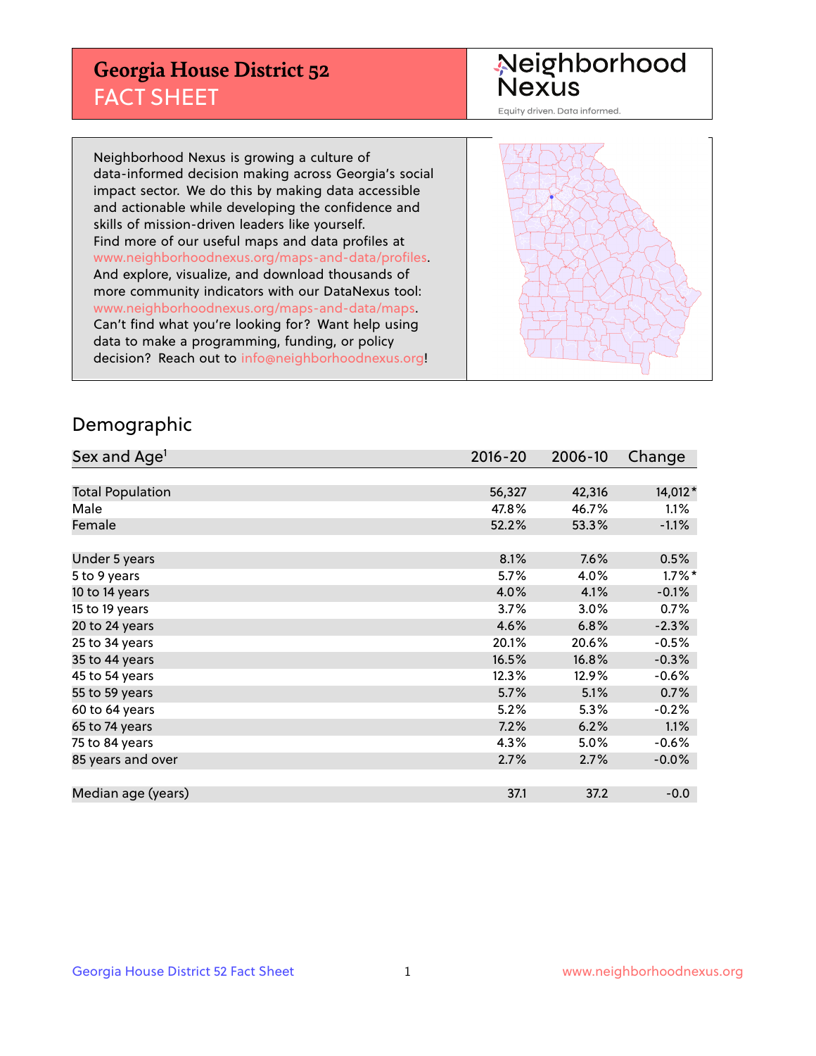# Georgia House District 52
## FACT SHEET

Neighborhood Nexus

Equity driven. Data informed.

Neighborhood Nexus is growing a culture of data-informed decision making across Georgia's social impact sector. We do this by making data accessible and actionable while developing the confidence and skills of mission-driven leaders like yourself. Find more of our useful maps and data profiles at www.neighborhoodnexus.org/maps-and-data/profiles. And explore, visualize, and download thousands of more community indicators with our DataNexus tool: www.neighborhoodnexus.org/maps-and-data/maps. Can't find what you're looking for? Want help using data to make a programming, funding, or policy decision? Reach out to info@neighborhoodnexus.org!

## Demographic

| Sex and Age[1] | 2016-20 | 2006-10 | Change |
|---|---|---|---|
| Total Population | 56,327 | 42,316 | 14,012* |
| Male | 47.8% | 46.7% | 1.1% |
| Female | 52.2% | 53.3% | -1.1% |
| | | | |
| Under 5 years | 8.1% | 7.6% | 0.5% |
| 5 to 9 years | 5.7% | 4.0% | 1.7%* |
| 10 to 14 years | 4.0% | 4.1% | -0.1% |
| 15 to 19 years | 3.7% | 3.0% | 0.7% |
| 20 to 24 years | 4.6% | 6.8% | -2.3% |
| 25 to 34 years | 20.1% | 20.6% | -0.5% |
| 35 to 44 years | 16.5% | 16.8% | -0.3% |
| 45 to 54 years | 12.3% | 12.9% | -0.6% |
| 55 to 59 years | 5.7% | 5.1% | 0.7% |
| 60 to 64 years | 5.2% | 5.3% | -0.2% |
| 65 to 74 years | 7.2% | 6.2% | 1.1% |
| 75 to 84 years | 4.3% | 5.0% | -0.6% |
| 85 years and over | 2.7% | 2.7% | -0.0% |
| | | | |
| Median age (years) | 37.1 | 37.2 | -0.0 |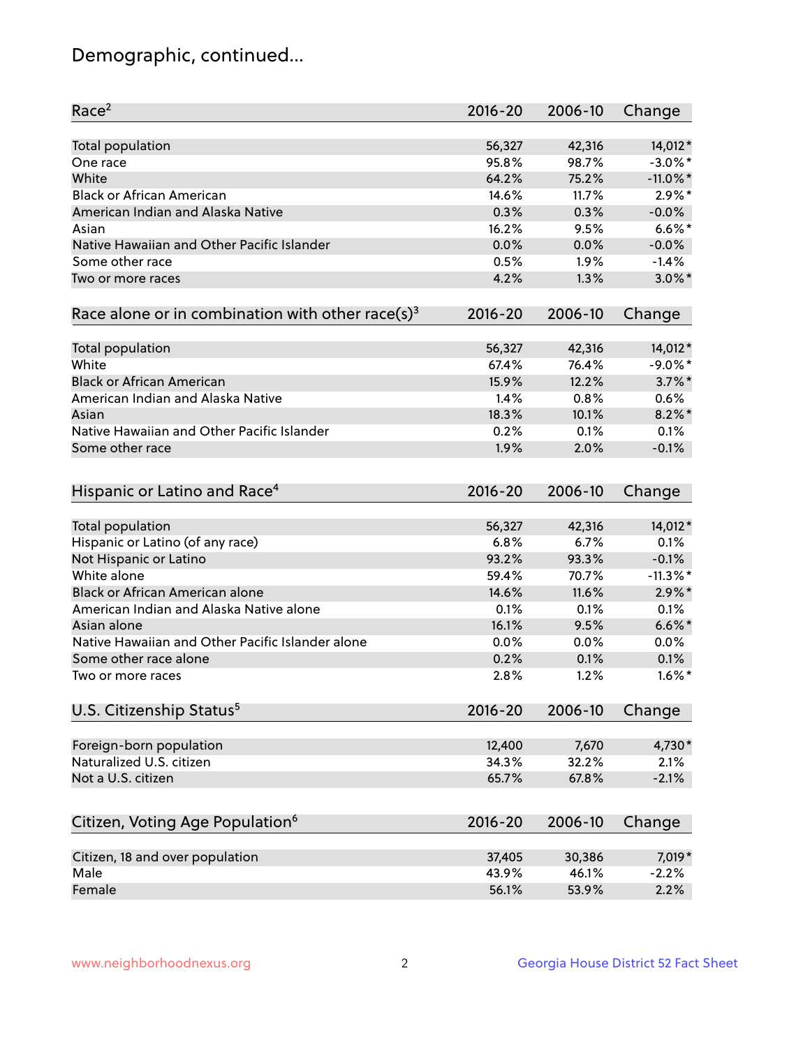## Demographic, continued...

| Race[2] | 2016-20 | 2006-10 | Change |
|---|---|---|---|
| Total population | 56,327 | 42,316 | 14,012* |
| One race | 95.8% | 98.7% | -3.0%* |
| White | 64.2% | 75.2% | -11.0%* |
| Black or African American | 14.6% | 11.7% | 2.9%* |
| American Indian and Alaska Native | 0.3% | 0.3% | -0.0% |
| Asian | 16.2% | 9.5% | 6.6%* |
| Native Hawaiian and Other Pacific Islander | 0.0% | 0.0% | -0.0% |
| Some other race | 0.5% | 1.9% | -1.4% |
| Two or more races | 4.2% | 1.3% | 3.0%* |

| Race alone or in combination with other race(s)[3] | 2016-20 | 2006-10 | Change |
|---|---|---|---|
| Total population | 56,327 | 42,316 | 14,012* |
| White | 67.4% | 76.4% | -9.0%* |
| Black or African American | 15.9% | 12.2% | 3.7%* |
| American Indian and Alaska Native | 1.4% | 0.8% | 0.6% |
| Asian | 18.3% | 10.1% | 8.2%* |
| Native Hawaiian and Other Pacific Islander | 0.2% | 0.1% | 0.1% |
| Some other race | 1.9% | 2.0% | -0.1% |

| Hispanic or Latino and Race[4] | 2016-20 | 2006-10 | Change |
|---|---|---|---|
| Total population | 56,327 | 42,316 | 14,012* |
| Hispanic or Latino (of any race) | 6.8% | 6.7% | 0.1% |
| Not Hispanic or Latino | 93.2% | 93.3% | -0.1% |
| White alone | 59.4% | 70.7% | -11.3%* |
| Black or African American alone | 14.6% | 11.6% | 2.9%* |
| American Indian and Alaska Native alone | 0.1% | 0.1% | 0.1% |
| Asian alone | 16.1% | 9.5% | 6.6%* |
| Native Hawaiian and Other Pacific Islander alone | 0.0% | 0.0% | 0.0% |
| Some other race alone | 0.2% | 0.1% | 0.1% |
| Two or more races | 2.8% | 1.2% | 1.6%* |

| U.S. Citizenship Status[5] | 2016-20 | 2006-10 | Change |
|---|---|---|---|
| Foreign-born population | 12,400 | 7,670 | 4,730* |
| Naturalized U.S. citizen | 34.3% | 32.2% | 2.1% |
| Not a U.S. citizen | 65.7% | 67.8% | -2.1% |

| Citizen, Voting Age Population[6] | 2016-20 | 2006-10 | Change |
|---|---|---|---|
| Citizen, 18 and over population | 37,405 | 30,386 | 7,019* |
| Male | 43.9% | 46.1% | -2.2% |
| Female | 56.1% | 53.9% | 2.2% |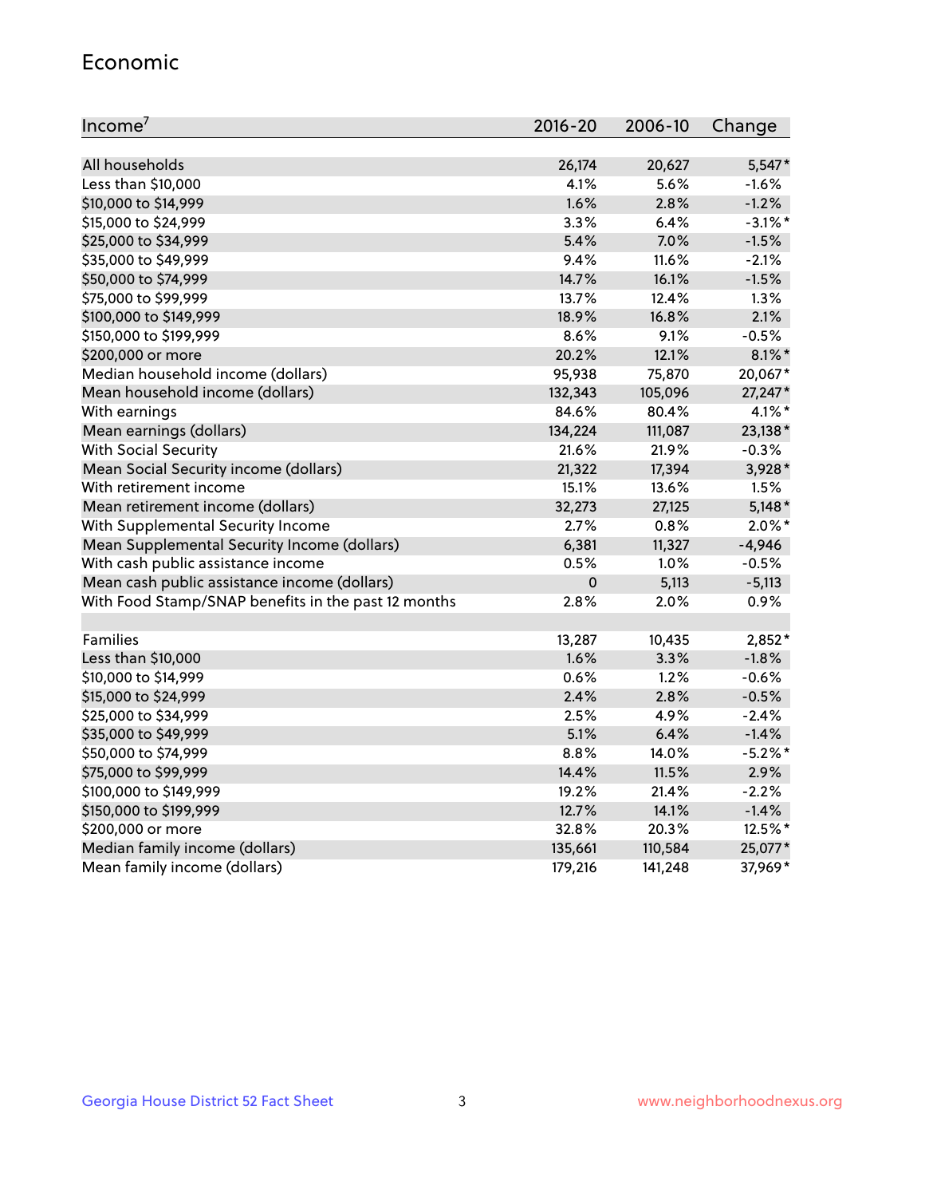## Economic

| Income[7] | 2016-20 | 2006-10 | Change |
|---|---|---|---|
| All households | 26,174 | 20,627 | 5,547* |
| Less than $10,000 | 4.1% | 5.6% | -1.6% |
| $10,000 to $14,999 | 1.6% | 2.8% | -1.2% |
| $15,000 to $24,999 | 3.3% | 6.4% | -3.1%* |
| $25,000 to $34,999 | 5.4% | 7.0% | -1.5% |
| $35,000 to $49,999 | 9.4% | 11.6% | -2.1% |
| $50,000 to $74,999 | 14.7% | 16.1% | -1.5% |
| $75,000 to $99,999 | 13.7% | 12.4% | 1.3% |
| $100,000 to $149,999 | 18.9% | 16.8% | 2.1% |
| $150,000 to $199,999 | 8.6% | 9.1% | -0.5% |
| $200,000 or more | 20.2% | 12.1% | 8.1%* |
| Median household income (dollars) | 95,938 | 75,870 | 20,067* |
| Mean household income (dollars) | 132,343 | 105,096 | 27,247* |
| With earnings | 84.6% | 80.4% | 4.1%* |
| Mean earnings (dollars) | 134,224 | 111,087 | 23,138* |
| With Social Security | 21.6% | 21.9% | -0.3% |
| Mean Social Security income (dollars) | 21,322 | 17,394 | 3,928* |
| With retirement income | 15.1% | 13.6% | 1.5% |
| Mean retirement income (dollars) | 32,273 | 27,125 | 5,148* |
| With Supplemental Security Income | 2.7% | 0.8% | 2.0%* |
| Mean Supplemental Security Income (dollars) | 6,381 | 11,327 | -4,946 |
| With cash public assistance income | 0.5% | 1.0% | -0.5% |
| Mean cash public assistance income (dollars) | 0 | 5,113 | -5,113 |
| With Food Stamp/SNAP benefits in the past 12 months | 2.8% | 2.0% | 0.9% |
| | | | |
| Families | 13,287 | 10,435 | 2,852* |
| Less than $10,000 | 1.6% | 3.3% | -1.8% |
| $10,000 to $14,999 | 0.6% | 1.2% | -0.6% |
| $15,000 to $24,999 | 2.4% | 2.8% | -0.5% |
| $25,000 to $34,999 | 2.5% | 4.9% | -2.4% |
| $35,000 to $49,999 | 5.1% | 6.4% | -1.4% |
| $50,000 to $74,999 | 8.8% | 14.0% | -5.2%* |
| $75,000 to $99,999 | 14.4% | 11.5% | 2.9% |
| $100,000 to $149,999 | 19.2% | 21.4% | -2.2% |
| $150,000 to $199,999 | 12.7% | 14.1% | -1.4% |
| $200,000 or more | 32.8% | 20.3% | 12.5%* |
| Median family income (dollars) | 135,661 | 110,584 | 25,077* |
| Mean family income (dollars) | 179,216 | 141,248 | 37,969* |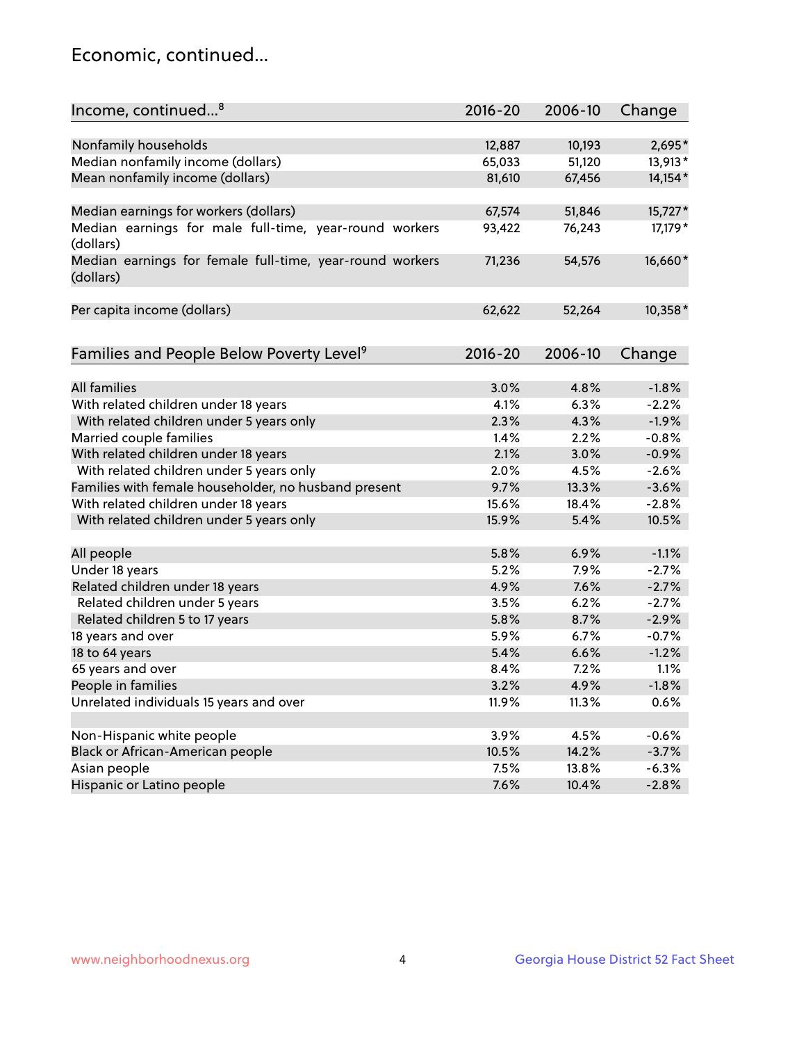## Economic, continued...

| Income, continued...[8] | 2016-20 | 2006-10 | Change |
|---|---|---|---|
| Nonfamily households | 12,887 | 10,193 | 2,695* |
| Median nonfamily income (dollars) | 65,033 | 51,120 | 13,913* |
| Mean nonfamily income (dollars) | 81,610 | 67,456 | 14,154* |
| Median earnings for workers (dollars) | 67,574 | 51,846 | 15,727* |
| Median earnings for male full-time, year-round workers (dollars) | 93,422 | 76,243 | 17,179* |
| Median earnings for female full-time, year-round workers (dollars) | 71,236 | 54,576 | 16,660* |
| Per capita income (dollars) | 62,622 | 52,264 | 10,358* |

| Families and People Below Poverty Level[9] | 2016-20 | 2006-10 | Change |
|---|---|---|---|
| All families | 3.0% | 4.8% | -1.8% |
| With related children under 18 years | 4.1% | 6.3% | -2.2% |
| With related children under 5 years only | 2.3% | 4.3% | -1.9% |
| Married couple families | 1.4% | 2.2% | -0.8% |
| With related children under 18 years | 2.1% | 3.0% | -0.9% |
| With related children under 5 years only | 2.0% | 4.5% | -2.6% |
| Families with female householder, no husband present | 9.7% | 13.3% | -3.6% |
| With related children under 18 years | 15.6% | 18.4% | -2.8% |
| With related children under 5 years only | 15.9% | 5.4% | 10.5% |
| All people | 5.8% | 6.9% | -1.1% |
| Under 18 years | 5.2% | 7.9% | -2.7% |
| Related children under 18 years | 4.9% | 7.6% | -2.7% |
| Related children under 5 years | 3.5% | 6.2% | -2.7% |
| Related children 5 to 17 years | 5.8% | 8.7% | -2.9% |
| 18 years and over | 5.9% | 6.7% | -0.7% |
| 18 to 64 years | 5.4% | 6.6% | -1.2% |
| 65 years and over | 8.4% | 7.2% | 1.1% |
| People in families | 3.2% | 4.9% | -1.8% |
| Unrelated individuals 15 years and over | 11.9% | 11.3% | 0.6% |
| Non-Hispanic white people | 3.9% | 4.5% | -0.6% |
| Black or African-American people | 10.5% | 14.2% | -3.7% |
| Asian people | 7.5% | 13.8% | -6.3% |
| Hispanic or Latino people | 7.6% | 10.4% | -2.8% |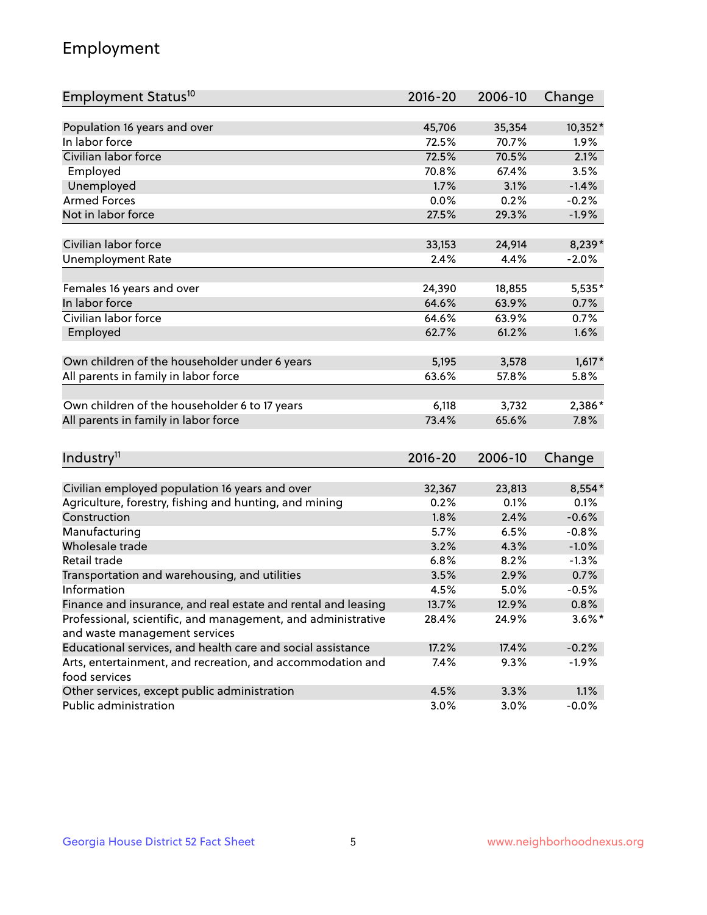# Employment

| Employment Status[10] | 2016-20 | 2006-10 | Change |
|---|---|---|---|
| Population 16 years and over | 45,706 | 35,354 | 10,352* |
| In labor force | 72.5% | 70.7% | 1.9% |
| Civilian labor force | 72.5% | 70.5% | 2.1% |
| Employed | 70.8% | 67.4% | 3.5% |
| Unemployed | 1.7% | 3.1% | -1.4% |
| Armed Forces | 0.0% | 0.2% | -0.2% |
| Not in labor force | 27.5% | 29.3% | -1.9% |
| | | | |
| Civilian labor force | 33,153 | 24,914 | 8,239* |
| Unemployment Rate | 2.4% | 4.4% | -2.0% |
| | | | |
| Females 16 years and over | 24,390 | 18,855 | 5,535* |
| In labor force | 64.6% | 63.9% | 0.7% |
| Civilian labor force | 64.6% | 63.9% | 0.7% |
| Employed | 62.7% | 61.2% | 1.6% |
| | | | |
| Own children of the householder under 6 years | 5,195 | 3,578 | 1,617* |
| All parents in family in labor force | 63.6% | 57.8% | 5.8% |
| | | | |
| Own children of the householder 6 to 17 years | 6,118 | 3,732 | 2,386* |
| All parents in family in labor force | 73.4% | 65.6% | 7.8% |

| Industry[11] | 2016-20 | 2006-10 | Change |
|---|---|---|---|
| Civilian employed population 16 years and over | 32,367 | 23,813 | 8,554* |
| Agriculture, forestry, fishing and hunting, and mining | 0.2% | 0.1% | 0.1% |
| Construction | 1.8% | 2.4% | -0.6% |
| Manufacturing | 5.7% | 6.5% | -0.8% |
| Wholesale trade | 3.2% | 4.3% | -1.0% |
| Retail trade | 6.8% | 8.2% | -1.3% |
| Transportation and warehousing, and utilities | 3.5% | 2.9% | 0.7% |
| Information | 4.5% | 5.0% | -0.5% |
| Finance and insurance, and real estate and rental and leasing | 13.7% | 12.9% | 0.8% |
| Professional, scientific, and management, and administrative and waste management services | 28.4% | 24.9% | 3.6%* |
| Educational services, and health care and social assistance | 17.2% | 17.4% | -0.2% |
| Arts, entertainment, and recreation, and accommodation and food services | 7.4% | 9.3% | -1.9% |
| Other services, except public administration | 4.5% | 3.3% | 1.1% |
| Public administration | 3.0% | 3.0% | -0.0% |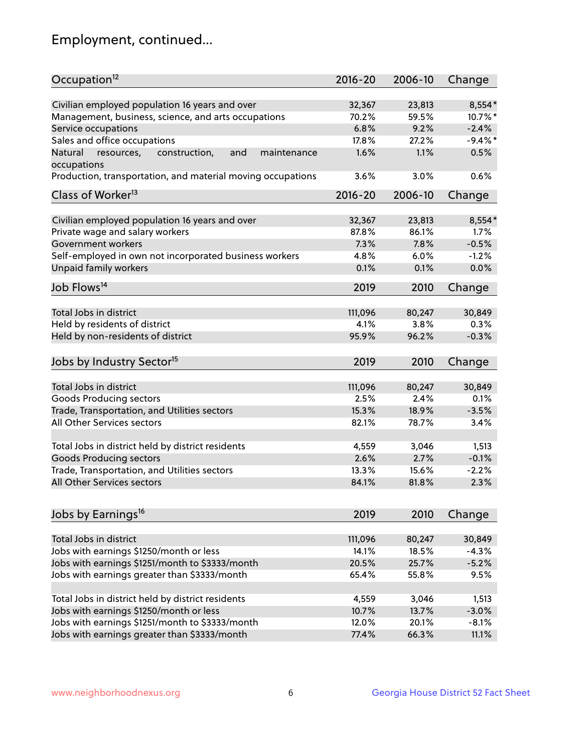# Employment, continued...

| Occupation[12] | 2016-20 | 2006-10 | Change |
|---|---|---|---|
| Civilian employed population 16 years and over | 32,367 | 23,813 | 8,554* |
| Management, business, science, and arts occupations | 70.2% | 59.5% | 10.7%* |
| Service occupations | 6.8% | 9.2% | -2.4% |
| Sales and office occupations | 17.8% | 27.2% | -9.4%* |
| Natural resources, construction, and maintenance occupations | 1.6% | 1.1% | 0.5% |
| Production, transportation, and material moving occupations | 3.6% | 3.0% | 0.6% |

| Class of Worker[13] | 2016-20 | 2006-10 | Change |
|---|---|---|---|
| Civilian employed population 16 years and over | 32,367 | 23,813 | 8,554* |
| Private wage and salary workers | 87.8% | 86.1% | 1.7% |
| Government workers | 7.3% | 7.8% | -0.5% |
| Self-employed in own not incorporated business workers | 4.8% | 6.0% | -1.2% |
| Unpaid family workers | 0.1% | 0.1% | 0.0% |

| Job Flows[14] | 2019 | 2010 | Change |
|---|---|---|---|
| Total Jobs in district | 111,096 | 80,247 | 30,849 |
| Held by residents of district | 4.1% | 3.8% | 0.3% |
| Held by non-residents of district | 95.9% | 96.2% | -0.3% |

| Jobs by Industry Sector[15] | 2019 | 2010 | Change |
|---|---|---|---|
| Total Jobs in district | 111,096 | 80,247 | 30,849 |
| Goods Producing sectors | 2.5% | 2.4% | 0.1% |
| Trade, Transportation, and Utilities sectors | 15.3% | 18.9% | -3.5% |
| All Other Services sectors | 82.1% | 78.7% | 3.4% |
| | | | |
| Total Jobs in district held by district residents | 4,559 | 3,046 | 1,513 |
| Goods Producing sectors | 2.6% | 2.7% | -0.1% |
| Trade, Transportation, and Utilities sectors | 13.3% | 15.6% | -2.2% |
| All Other Services sectors | 84.1% | 81.8% | 2.3% |

| Jobs by Earnings[16] | 2019 | 2010 | Change |
|---|---|---|---|
| Total Jobs in district | 111,096 | 80,247 | 30,849 |
| Jobs with earnings $1250/month or less | 14.1% | 18.5% | -4.3% |
| Jobs with earnings $1251/month to $3333/month | 20.5% | 25.7% | -5.2% |
| Jobs with earnings greater than $3333/month | 65.4% | 55.8% | 9.5% |
| | | | |
| Total Jobs in district held by district residents | 4,559 | 3,046 | 1,513 |
| Jobs with earnings $1250/month or less | 10.7% | 13.7% | -3.0% |
| Jobs with earnings $1251/month to $3333/month | 12.0% | 20.1% | -8.1% |
| Jobs with earnings greater than $3333/month | 77.4% | 66.3% | 11.1% |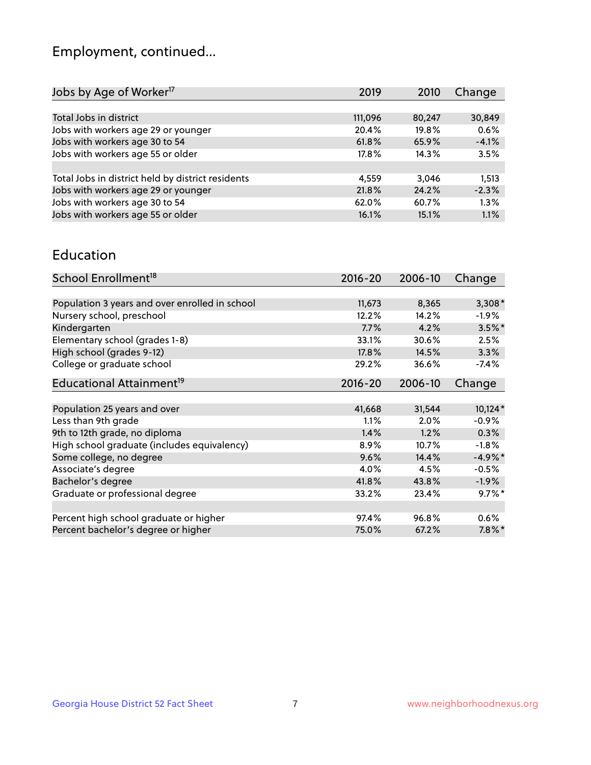# Employment, continued...

| Jobs by Age of Worker[17] | 2019 | 2010 | Change |
|---|---|---|---|
| | | | |
| Total Jobs in district | 111,096 | 80,247 | 30,849 |
| Jobs with workers age 29 or younger | 20.4% | 19.8% | 0.6% |
| Jobs with workers age 30 to 54 | 61.8% | 65.9% | -4.1% |
| Jobs with workers age 55 or older | 17.8% | 14.3% | 3.5% |
| | | | |
| Total Jobs in district held by district residents | 4,559 | 3,046 | 1,513 |
| Jobs with workers age 29 or younger | 21.8% | 24.2% | -2.3% |
| Jobs with workers age 30 to 54 | 62.0% | 60.7% | 1.3% |
| Jobs with workers age 55 or older | 16.1% | 15.1% | 1.1% |

## Education

| School Enrollment[18] | 2016-20 | 2006-10 | Change |
|---|---|---|---|
| | | | |
| Population 3 years and over enrolled in school | 11,673 | 8,365 | 3,308* |
| Nursery school, preschool | 12.2% | 14.2% | -1.9% |
| Kindergarten | 7.7% | 4.2% | 3.5%* |
| Elementary school (grades 1-8) | 33.1% | 30.6% | 2.5% |
| High school (grades 9-12) | 17.8% | 14.5% | 3.3% |
| College or graduate school | 29.2% | 36.6% | -7.4% |

| Educational Attainment[19] | 2016-20 | 2006-10 | Change |
|---|---|---|---|
| | | | |
| Population 25 years and over | 41,668 | 31,544 | 10,124* |
| Less than 9th grade | 1.1% | 2.0% | -0.9% |
| 9th to 12th grade, no diploma | 1.4% | 1.2% | 0.3% |
| High school graduate (includes equivalency) | 8.9% | 10.7% | -1.8% |
| Some college, no degree | 9.6% | 14.4% | -4.9%* |
| Associate's degree | 4.0% | 4.5% | -0.5% |
| Bachelor's degree | 41.8% | 43.8% | -1.9% |
| Graduate or professional degree | 33.2% | 23.4% | 9.7%* |
| | | | |
| Percent high school graduate or higher | 97.4% | 96.8% | 0.6% |
| Percent bachelor's degree or higher | 75.0% | 67.2% | 7.8%* |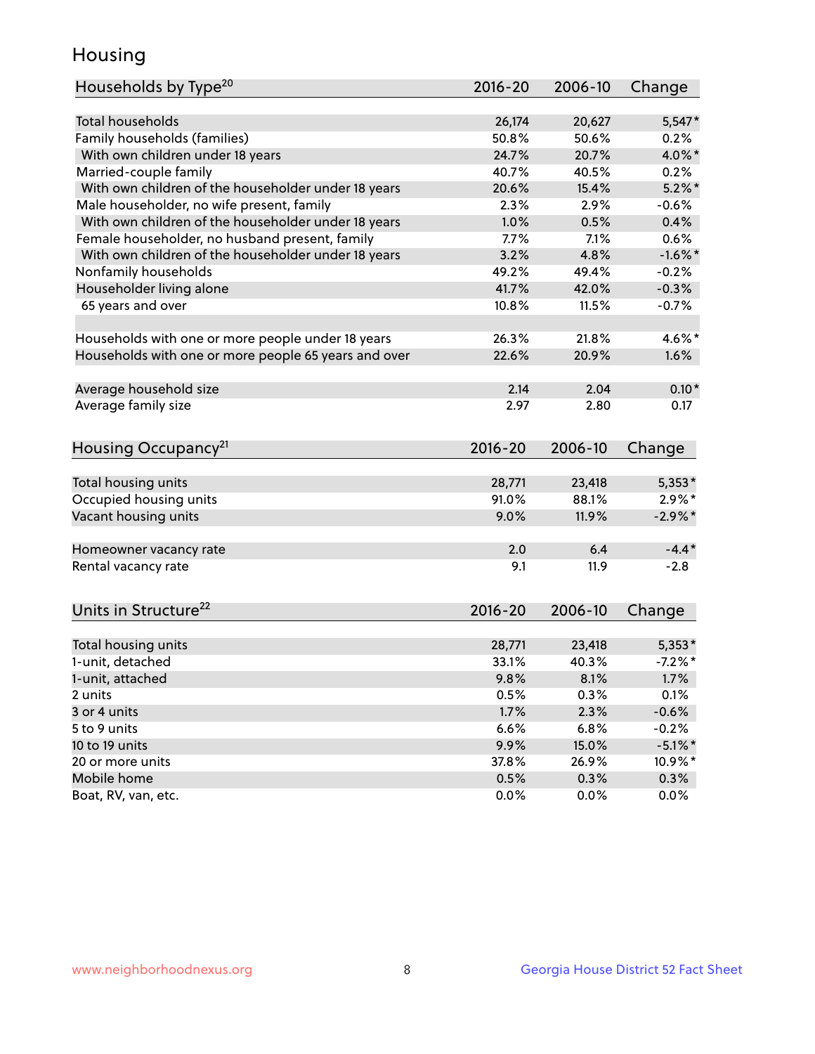# Housing

| Households by Type[20] | 2016-20 | 2006-10 | Change |
|---|---|---|---|
| Total households | 26,174 | 20,627 | 5,547* |
| Family households (families) | 50.8% | 50.6% | 0.2% |
| With own children under 18 years | 24.7% | 20.7% | 4.0%* |
| Married-couple family | 40.7% | 40.5% | 0.2% |
| With own children of the householder under 18 years | 20.6% | 15.4% | 5.2%* |
| Male householder, no wife present, family | 2.3% | 2.9% | -0.6% |
| With own children of the householder under 18 years | 1.0% | 0.5% | 0.4% |
| Female householder, no husband present, family | 7.7% | 7.1% | 0.6% |
| With own children of the householder under 18 years | 3.2% | 4.8% | -1.6%* |
| Nonfamily households | 49.2% | 49.4% | -0.2% |
| Householder living alone | 41.7% | 42.0% | -0.3% |
| 65 years and over | 10.8% | 11.5% | -0.7% |
| | | | |
| Households with one or more people under 18 years | 26.3% | 21.8% | 4.6%* |
| Households with one or more people 65 years and over | 22.6% | 20.9% | 1.6% |
| | | | |
| Average household size | 2.14 | 2.04 | 0.10* |
| Average family size | 2.97 | 2.80 | 0.17 |

| Housing Occupancy[21] | 2016-20 | 2006-10 | Change |
|---|---|---|---|
| Total housing units | 28,771 | 23,418 | 5,353* |
| Occupied housing units | 91.0% | 88.1% | 2.9%* |
| Vacant housing units | 9.0% | 11.9% | -2.9%* |
| | | | |
| Homeowner vacancy rate | 2.0 | 6.4 | -4.4* |
| Rental vacancy rate | 9.1 | 11.9 | -2.8 |

| Units in Structure[22] | 2016-20 | 2006-10 | Change |
|---|---|---|---|
| Total housing units | 28,771 | 23,418 | 5,353* |
| 1-unit, detached | 33.1% | 40.3% | -7.2%* |
| 1-unit, attached | 9.8% | 8.1% | 1.7% |
| 2 units | 0.5% | 0.3% | 0.1% |
| 3 or 4 units | 1.7% | 2.3% | -0.6% |
| 5 to 9 units | 6.6% | 6.8% | -0.2% |
| 10 to 19 units | 9.9% | 15.0% | -5.1%* |
| 20 or more units | 37.8% | 26.9% | 10.9%* |
| Mobile home | 0.5% | 0.3% | 0.3% |
| Boat, RV, van, etc. | 0.0% | 0.0% | 0.0% |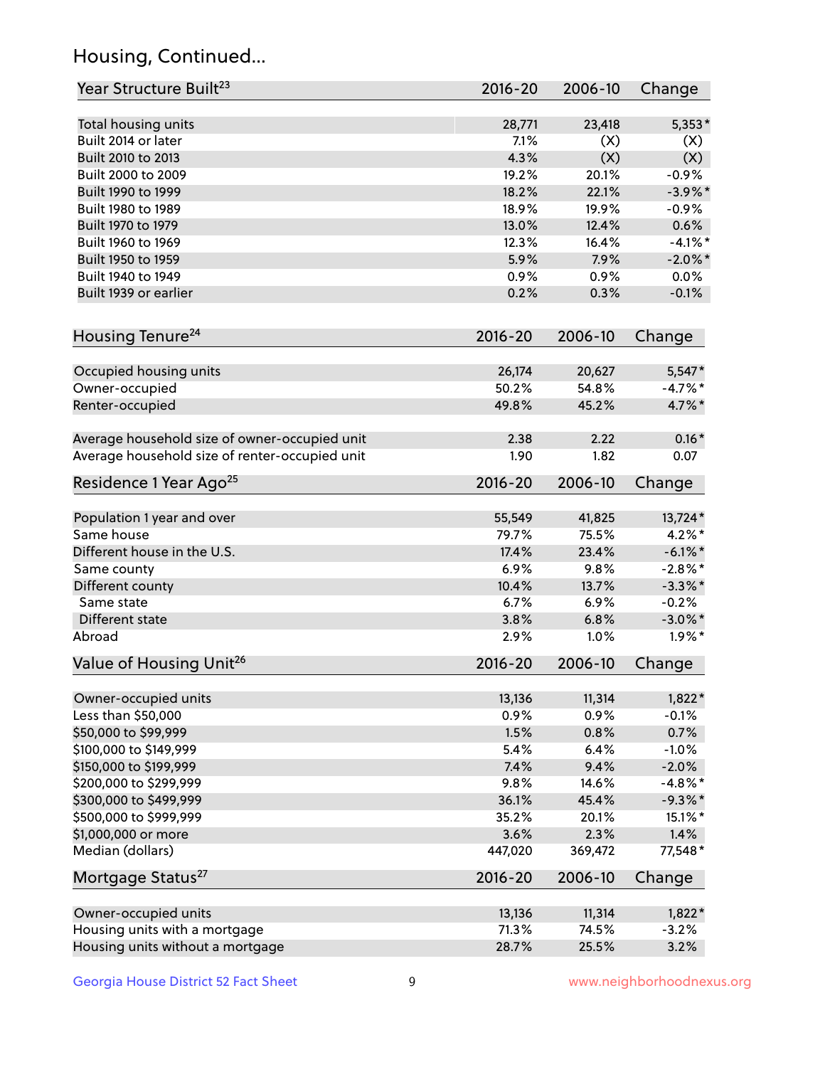## Housing, Continued...

| Year Structure Built[23] | 2016-20 | 2006-10 | Change |
|---|---|---|---|
| Total housing units | 28,771 | 23,418 | 5,353* |
| Built 2014 or later | 7.1% | (X) | (X) |
| Built 2010 to 2013 | 4.3% | (X) | (X) |
| Built 2000 to 2009 | 19.2% | 20.1% | -0.9% |
| Built 1990 to 1999 | 18.2% | 22.1% | -3.9%* |
| Built 1980 to 1989 | 18.9% | 19.9% | -0.9% |
| Built 1970 to 1979 | 13.0% | 12.4% | 0.6% |
| Built 1960 to 1969 | 12.3% | 16.4% | -4.1%* |
| Built 1950 to 1959 | 5.9% | 7.9% | -2.0%* |
| Built 1940 to 1949 | 0.9% | 0.9% | 0.0% |
| Built 1939 or earlier | 0.2% | 0.3% | -0.1% |

| Housing Tenure[24] | 2016-20 | 2006-10 | Change |
|---|---|---|---|
| Occupied housing units | 26,174 | 20,627 | 5,547* |
| Owner-occupied | 50.2% | 54.8% | -4.7%* |
| Renter-occupied | 49.8% | 45.2% | 4.7%* |
| Average household size of owner-occupied unit | 2.38 | 2.22 | 0.16* |
| Average household size of renter-occupied unit | 1.90 | 1.82 | 0.07 |

| Residence 1 Year Ago[25] | 2016-20 | 2006-10 | Change |
|---|---|---|---|
| Population 1 year and over | 55,549 | 41,825 | 13,724* |
| Same house | 79.7% | 75.5% | 4.2%* |
| Different house in the U.S. | 17.4% | 23.4% | -6.1%* |
| Same county | 6.9% | 9.8% | -2.8%* |
| Different county | 10.4% | 13.7% | -3.3%* |
| Same state | 6.7% | 6.9% | -0.2% |
| Different state | 3.8% | 6.8% | -3.0%* |
| Abroad | 2.9% | 1.0% | 1.9%* |

| Value of Housing Unit[26] | 2016-20 | 2006-10 | Change |
|---|---|---|---|
| Owner-occupied units | 13,136 | 11,314 | 1,822* |
| Less than $50,000 | 0.9% | 0.9% | -0.1% |
| $50,000 to $99,999 | 1.5% | 0.8% | 0.7% |
| $100,000 to $149,999 | 5.4% | 6.4% | -1.0% |
| $150,000 to $199,999 | 7.4% | 9.4% | -2.0% |
| $200,000 to $299,999 | 9.8% | 14.6% | -4.8%* |
| $300,000 to $499,999 | 36.1% | 45.4% | -9.3%* |
| $500,000 to $999,999 | 35.2% | 20.1% | 15.1%* |
| $1,000,000 or more | 3.6% | 2.3% | 1.4% |
| Median (dollars) | 447,020 | 369,472 | 77,548* |

| Mortgage Status[27] | 2016-20 | 2006-10 | Change |
|---|---|---|---|
| Owner-occupied units | 13,136 | 11,314 | 1,822* |
| Housing units with a mortgage | 71.3% | 74.5% | -3.2% |
| Housing units without a mortgage | 28.7% | 25.5% | 3.2% |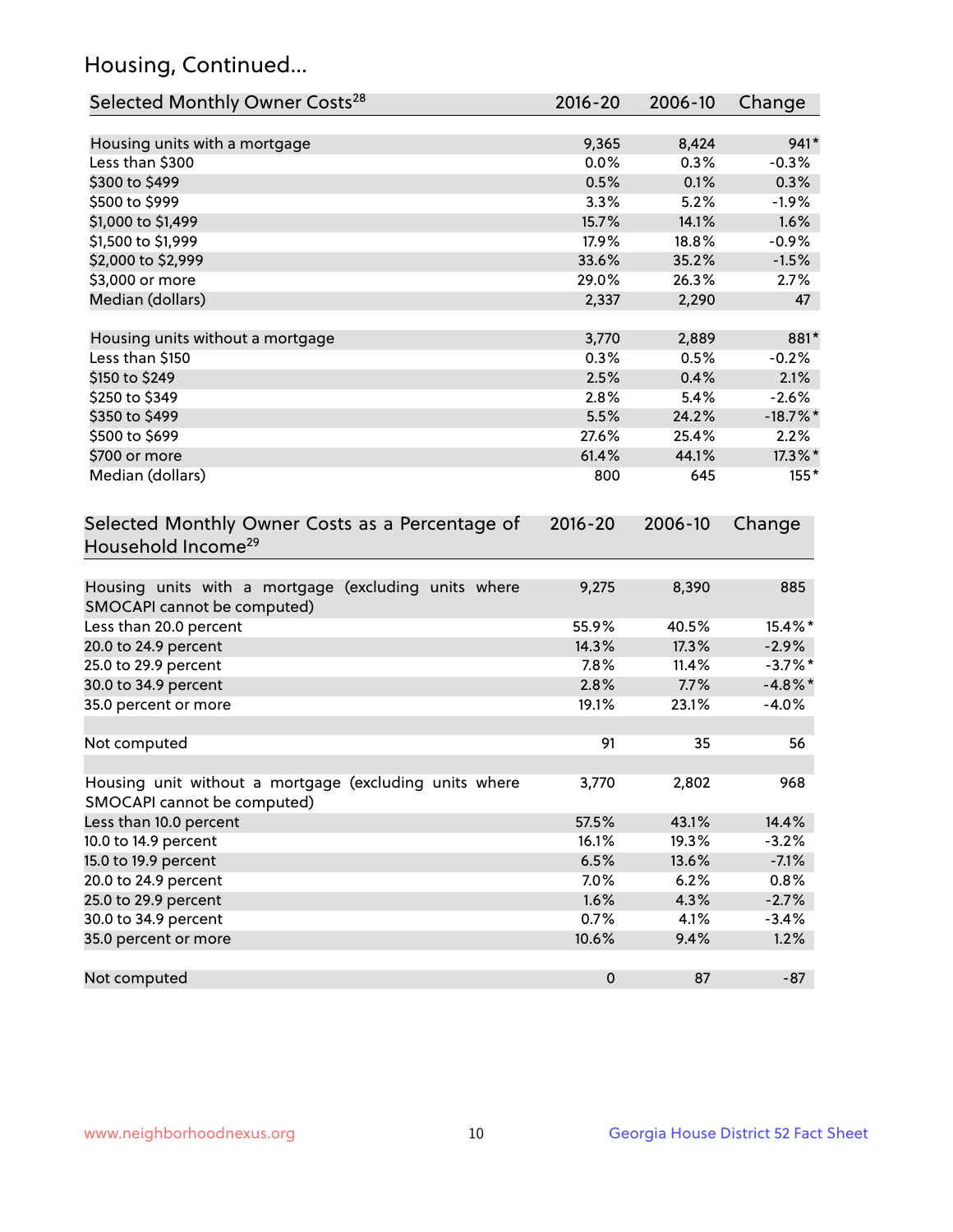## Housing, Continued...

| Selected Monthly Owner Costs[28] | 2016-20 | 2006-10 | Change |
|---|---|---|---|
| Housing units with a mortgage | 9,365 | 8,424 | 941* |
| Less than $300 | 0.0% | 0.3% | -0.3% |
| $300 to $499 | 0.5% | 0.1% | 0.3% |
| $500 to $999 | 3.3% | 5.2% | -1.9% |
| $1,000 to $1,499 | 15.7% | 14.1% | 1.6% |
| $1,500 to $1,999 | 17.9% | 18.8% | -0.9% |
| $2,000 to $2,999 | 33.6% | 35.2% | -1.5% |
| $3,000 or more | 29.0% | 26.3% | 2.7% |
| Median (dollars) | 2,337 | 2,290 | 47 |
| | | | |
| Housing units without a mortgage | 3,770 | 2,889 | 881* |
| Less than $150 | 0.3% | 0.5% | -0.2% |
| $150 to $249 | 2.5% | 0.4% | 2.1% |
| $250 to $349 | 2.8% | 5.4% | -2.6% |
| $350 to $499 | 5.5% | 24.2% | -18.7%* |
| $500 to $699 | 27.6% | 25.4% | 2.2% |
| $700 or more | 61.4% | 44.1% | 17.3%* |
| Median (dollars) | 800 | 645 | 155* |

| Selected Monthly Owner Costs as a Percentage of Household Income[29] | 2016-20 | 2006-10 | Change |
|---|---|---|---|
| Housing units with a mortgage (excluding units where SMOCAPI cannot be computed) | 9,275 | 8,390 | 885 |
| Less than 20.0 percent | 55.9% | 40.5% | 15.4%* |
| 20.0 to 24.9 percent | 14.3% | 17.3% | -2.9% |
| 25.0 to 29.9 percent | 7.8% | 11.4% | -3.7%* |
| 30.0 to 34.9 percent | 2.8% | 7.7% | -4.8%* |
| 35.0 percent or more | 19.1% | 23.1% | -4.0% |
| | | | |
| Not computed | 91 | 35 | 56 |
| | | | |
| Housing unit without a mortgage (excluding units where SMOCAPI cannot be computed) | 3,770 | 2,802 | 968 |
| Less than 10.0 percent | 57.5% | 43.1% | 14.4% |
| 10.0 to 14.9 percent | 16.1% | 19.3% | -3.2% |
| 15.0 to 19.9 percent | 6.5% | 13.6% | -7.1% |
| 20.0 to 24.9 percent | 7.0% | 6.2% | 0.8% |
| 25.0 to 29.9 percent | 1.6% | 4.3% | -2.7% |
| 30.0 to 34.9 percent | 0.7% | 4.1% | -3.4% |
| 35.0 percent or more | 10.6% | 9.4% | 1.2% |
| | | | |
| Not computed | 0 | 87 | -87 |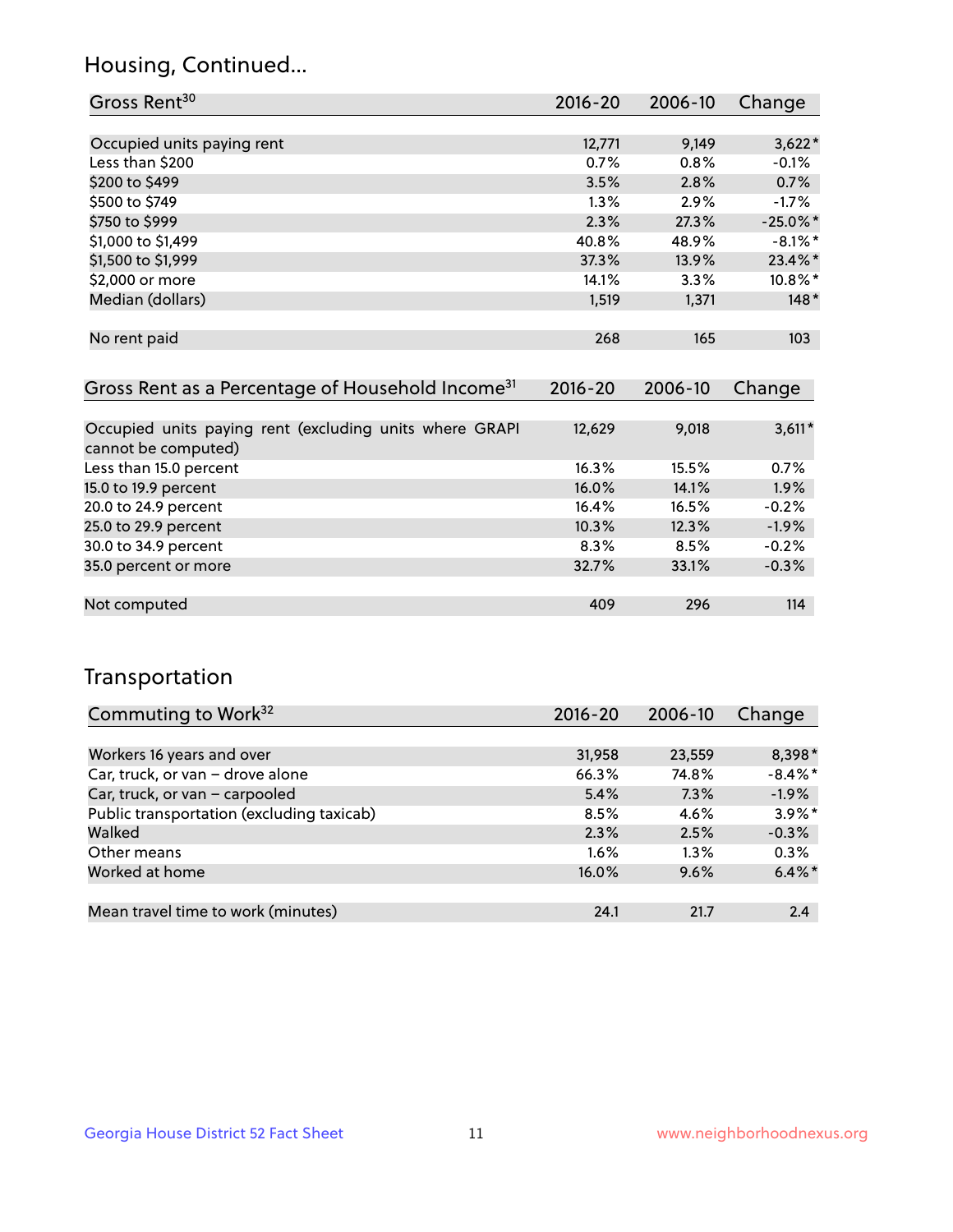## Housing, Continued...

| Gross Rent[30] | 2016-20 | 2006-10 | Change |
|---|---|---|---|
| Occupied units paying rent | 12,771 | 9,149 | 3,622* |
| Less than $200 | 0.7% | 0.8% | -0.1% |
| $200 to $499 | 3.5% | 2.8% | 0.7% |
| $500 to $749 | 1.3% | 2.9% | -1.7% |
| $750 to $999 | 2.3% | 27.3% | -25.0%* |
| $1,000 to $1,499 | 40.8% | 48.9% | -8.1%* |
| $1,500 to $1,999 | 37.3% | 13.9% | 23.4%* |
| $2,000 or more | 14.1% | 3.3% | 10.8%* |
| Median (dollars) | 1,519 | 1,371 | 148* |
| No rent paid | 268 | 165 | 103 |

| Gross Rent as a Percentage of Household Income[31] | 2016-20 | 2006-10 | Change |
|---|---|---|---|
| Occupied units paying rent (excluding units where GRAPI cannot be computed) | 12,629 | 9,018 | 3,611* |
| Less than 15.0 percent | 16.3% | 15.5% | 0.7% |
| 15.0 to 19.9 percent | 16.0% | 14.1% | 1.9% |
| 20.0 to 24.9 percent | 16.4% | 16.5% | -0.2% |
| 25.0 to 29.9 percent | 10.3% | 12.3% | -1.9% |
| 30.0 to 34.9 percent | 8.3% | 8.5% | -0.2% |
| 35.0 percent or more | 32.7% | 33.1% | -0.3% |
| Not computed | 409 | 296 | 114 |

## Transportation

| Commuting to Work[32] | 2016-20 | 2006-10 | Change |
|---|---|---|---|
| Workers 16 years and over | 31,958 | 23,559 | 8,398* |
| Car, truck, or van – drove alone | 66.3% | 74.8% | -8.4%* |
| Car, truck, or van – carpooled | 5.4% | 7.3% | -1.9% |
| Public transportation (excluding taxicab) | 8.5% | 4.6% | 3.9%* |
| Walked | 2.3% | 2.5% | -0.3% |
| Other means | 1.6% | 1.3% | 0.3% |
| Worked at home | 16.0% | 9.6% | 6.4%* |
| Mean travel time to work (minutes) | 24.1 | 21.7 | 2.4 |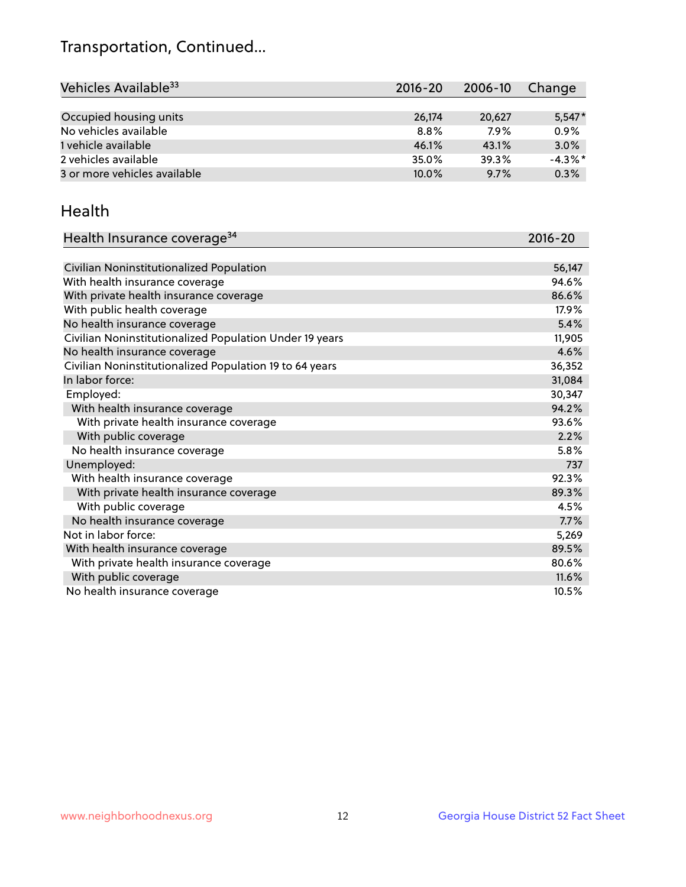# Transportation, Continued...

| Vehicles Available[33] | 2016-20 | 2006-10 | Change |
|---|---|---|---|
| Occupied housing units | 26,174 | 20,627 | 5,547* |
| No vehicles available | 8.8% | 7.9% | 0.9% |
| 1 vehicle available | 46.1% | 43.1% | 3.0% |
| 2 vehicles available | 35.0% | 39.3% | -4.3%* |
| 3 or more vehicles available | 10.0% | 9.7% | 0.3% |

## Health

| Health Insurance coverage[34] | 2016-20 |
|---|---|
| Civilian Noninstitutionalized Population | 56,147 |
| With health insurance coverage | 94.6% |
| With private health insurance coverage | 86.6% |
| With public health coverage | 17.9% |
| No health insurance coverage | 5.4% |
| Civilian Noninstitutionalized Population Under 19 years | 11,905 |
| No health insurance coverage | 4.6% |
| Civilian Noninstitutionalized Population 19 to 64 years | 36,352 |
| In labor force: | 31,084 |
| Employed: | 30,347 |
| With health insurance coverage | 94.2% |
| With private health insurance coverage | 93.6% |
| With public coverage | 2.2% |
| No health insurance coverage | 5.8% |
| Unemployed: | 737 |
| With health insurance coverage | 92.3% |
| With private health insurance coverage | 89.3% |
| With public coverage | 4.5% |
| No health insurance coverage | 7.7% |
| Not in labor force: | 5,269 |
| With health insurance coverage | 89.5% |
| With private health insurance coverage | 80.6% |
| With public coverage | 11.6% |
| No health insurance coverage | 10.5% |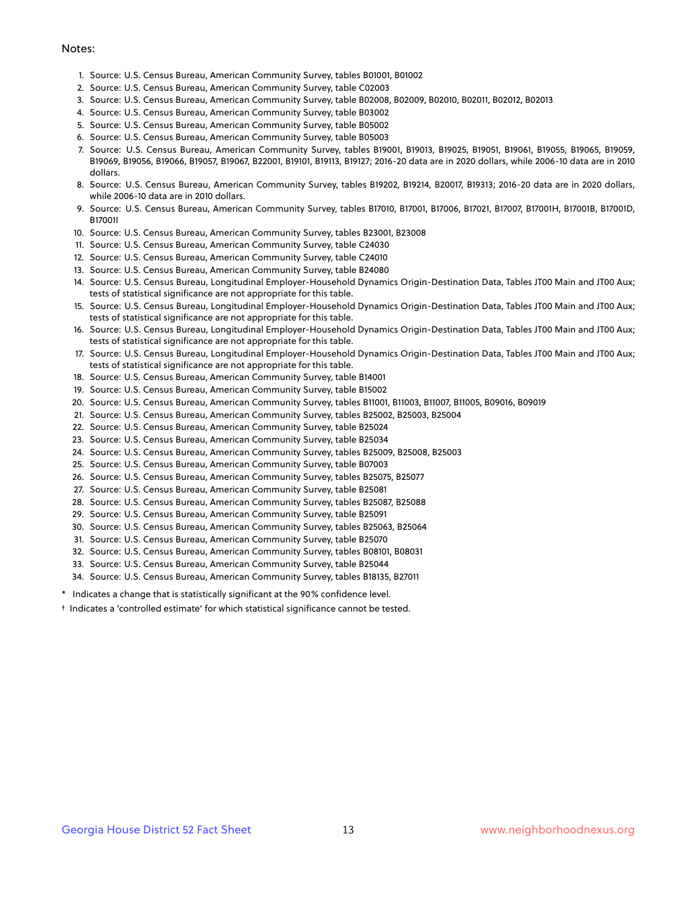Notes:

1. Source: U.S. Census Bureau, American Community Survey, tables B01001, B01002
2. Source: U.S. Census Bureau, American Community Survey, table C02003
3. Source: U.S. Census Bureau, American Community Survey, table B02008, B02009, B02010, B02011, B02012, B02013
4. Source: U.S. Census Bureau, American Community Survey, table B03002
5. Source: U.S. Census Bureau, American Community Survey, table B05002
6. Source: U.S. Census Bureau, American Community Survey, table B05003
7. Source: U.S. Census Bureau, American Community Survey, tables B19001, B19013, B19025, B19051, B19061, B19055, B19065, B19059, B19069, B19056, B19066, B19057, B19067, B22001, B19101, B19113, B19127; 2016-20 data are in 2020 dollars, while 2006-10 data are in 2010 dollars.
8. Source: U.S. Census Bureau, American Community Survey, tables B19202, B19214, B20017, B19313; 2016-20 data are in 2020 dollars, while 2006-10 data are in 2010 dollars.
9. Source: U.S. Census Bureau, American Community Survey, tables B17010, B17001, B17006, B17021, B17007, B17001H, B17001B, B17001D, B17001I
10. Source: U.S. Census Bureau, American Community Survey, tables B23001, B23008
11. Source: U.S. Census Bureau, American Community Survey, table C24030
12. Source: U.S. Census Bureau, American Community Survey, table C24010
13. Source: U.S. Census Bureau, American Community Survey, table B24080
14. Source: U.S. Census Bureau, Longitudinal Employer-Household Dynamics Origin-Destination Data, Tables JT00 Main and JT00 Aux; tests of statistical significance are not appropriate for this table.
15. Source: U.S. Census Bureau, Longitudinal Employer-Household Dynamics Origin-Destination Data, Tables JT00 Main and JT00 Aux; tests of statistical significance are not appropriate for this table.
16. Source: U.S. Census Bureau, Longitudinal Employer-Household Dynamics Origin-Destination Data, Tables JT00 Main and JT00 Aux; tests of statistical significance are not appropriate for this table.
17. Source: U.S. Census Bureau, Longitudinal Employer-Household Dynamics Origin-Destination Data, Tables JT00 Main and JT00 Aux; tests of statistical significance are not appropriate for this table.
18. Source: U.S. Census Bureau, American Community Survey, table B14001
19. Source: U.S. Census Bureau, American Community Survey, table B15002
20. Source: U.S. Census Bureau, American Community Survey, tables B11001, B11003, B11007, B11005, B09016, B09019
21. Source: U.S. Census Bureau, American Community Survey, tables B25002, B25003, B25004
22. Source: U.S. Census Bureau, American Community Survey, table B25024
23. Source: U.S. Census Bureau, American Community Survey, table B25034
24. Source: U.S. Census Bureau, American Community Survey, tables B25009, B25008, B25003
25. Source: U.S. Census Bureau, American Community Survey, table B07003
26. Source: U.S. Census Bureau, American Community Survey, tables B25075, B25077
27. Source: U.S. Census Bureau, American Community Survey, table B25081
28. Source: U.S. Census Bureau, American Community Survey, tables B25087, B25088
29. Source: U.S. Census Bureau, American Community Survey, table B25091
30. Source: U.S. Census Bureau, American Community Survey, tables B25063, B25064
31. Source: U.S. Census Bureau, American Community Survey, table B25070
32. Source: U.S. Census Bureau, American Community Survey, tables B08101, B08031
33. Source: U.S. Census Bureau, American Community Survey, table B25044
34. Source: U.S. Census Bureau, American Community Survey, tables B18135, B27011

\* Indicates a change that is statistically significant at the 90% confidence level.

† Indicates a 'controlled estimate' for which statistical significance cannot be tested.